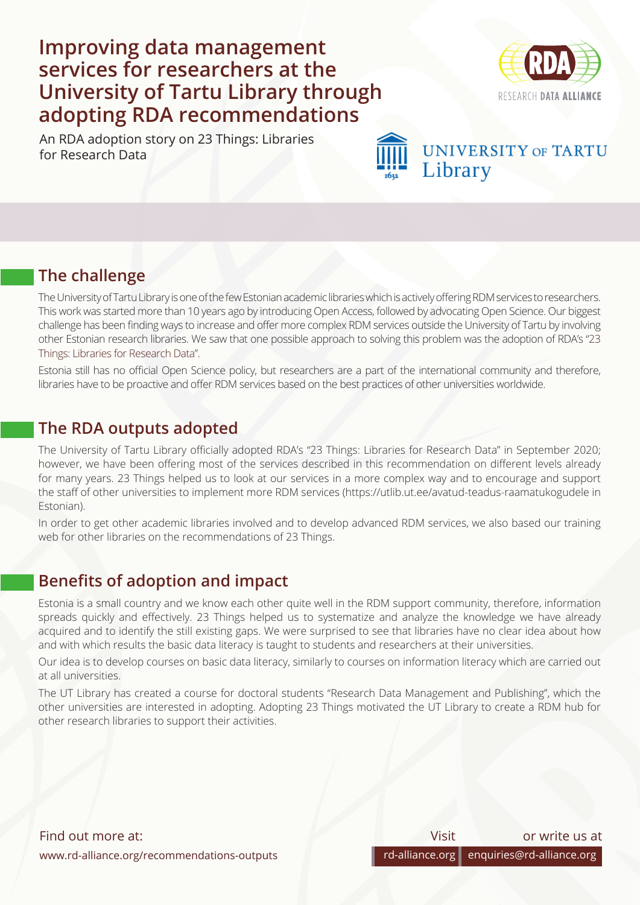# Improving data management services for researchers at the University of Tartu Library through adopting RDA recommendations

An RDA adoption story on 23 Things: Libraries for Research Data

## The challenge

The University of Tartu Library is one of the few Estonian academic libraries which is actively offering RDM services to researchers. This work was started more than 10 years ago by introducing Open Access, followed by advocating Open Science. Our biggest challenge has been finding ways to increase and offer more complex RDM services outside the University of Tartu by involving other Estonian research libraries. We saw that one possible approach to solving this problem was the adoption of RDA's "23 Things: Libraries for Research Data".

Estonia still has no official Open Science policy, but researchers are a part of the international community and therefore, libraries have to be proactive and offer RDM services based on the best practices of other universities worldwide.

## The RDA outputs adopted

The University of Tartu Library officially adopted RDA's "23 Things: Libraries for Research Data" in September 2020; however, we have been offering most of the services described in this recommendation on different levels already for many years. 23 Things helped us to look at our services in a more complex way and to encourage and support the staff of other universities to implement more RDM services (https://utlib.ut.ee/avatud-teadus-raamatukogudele in Estonian).

In order to get other academic libraries involved and to develop advanced RDM services, we also based our training web for other libraries on the recommendations of 23 Things.

## Benefits of adoption and impact

Estonia is a small country and we know each other quite well in the RDM support community, therefore, information spreads quickly and effectively. 23 Things helped us to systematize and analyze the knowledge we have already acquired and to identify the still existing gaps. We were surprised to see that libraries have no clear idea about how and with which results the basic data literacy is taught to students and researchers at their universities.

Our idea is to develop courses on basic data literacy, similarly to courses on information literacy which are carried out at all universities.

The UT Library has created a course for doctoral students "Research Data Management and Publishing", which the other universities are interested in adopting. Adopting 23 Things motivated the UT Library to create a RDM hub for other research libraries to support their activities.

Find out more at:
www.rd-alliance.org/recommendations-outputs

Visit rd-alliance.org or write us at enquiries@rd-alliance.org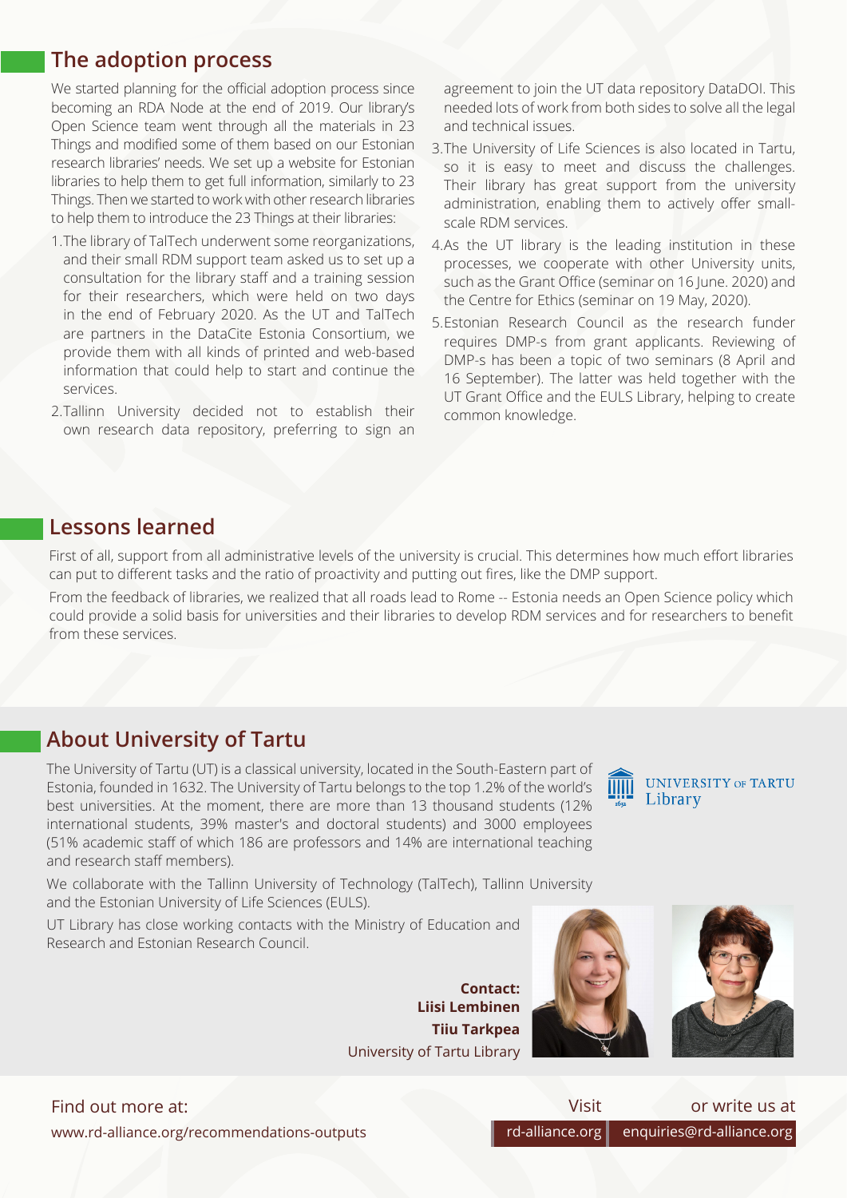## The adoption process

We started planning for the official adoption process since becoming an RDA Node at the end of 2019. Our library's Open Science team went through all the materials in 23 Things and modified some of them based on our Estonian research libraries' needs. We set up a website for Estonian libraries to help them to get full information, similarly to 23 Things. Then we started to work with other research libraries to help them to introduce the 23 Things at their libraries:

1. The library of TalTech underwent some reorganizations, and their small RDM support team asked us to set up a consultation for the library staff and a training session for their researchers, which were held on two days in the end of February 2020. As the UT and TalTech are partners in the DataCite Estonia Consortium, we provide them with all kinds of printed and web-based information that could help to start and continue the services.
2. Tallinn University decided not to establish their own research data repository, preferring to sign an agreement to join the UT data repository DataDOI. This needed lots of work from both sides to solve all the legal and technical issues.
3. The University of Life Sciences is also located in Tartu, so it is easy to meet and discuss the challenges. Their library has great support from the university administration, enabling them to actively offer small-scale RDM services.
4. As the UT library is the leading institution in these processes, we cooperate with other University units, such as the Grant Office (seminar on 16 June. 2020) and the Centre for Ethics (seminar on 19 May, 2020).
5. Estonian Research Council as the research funder requires DMP-s from grant applicants. Reviewing of DMP-s has been a topic of two seminars (8 April and 16 September). The latter was held together with the UT Grant Office and the EULS Library, helping to create common knowledge.

## Lessons learned

First of all, support from all administrative levels of the university is crucial. This determines how much effort libraries can put to different tasks and the ratio of proactivity and putting out fires, like the DMP support.

From the feedback of libraries, we realized that all roads lead to Rome -- Estonia needs an Open Science policy which could provide a solid basis for universities and their libraries to develop RDM services and for researchers to benefit from these services.

## About University of Tartu

The University of Tartu (UT) is a classical university, located in the South-Eastern part of Estonia, founded in 1632. The University of Tartu belongs to the top 1.2% of the world's best universities. At the moment, there are more than 13 thousand students (12% international students, 39% master's and doctoral students) and 3000 employees (51% academic staff of which 186 are professors and 14% are international teaching and research staff members).

We collaborate with the Tallinn University of Technology (TalTech), Tallinn University and the Estonian University of Life Sciences (EULS).

UT Library has close working contacts with the Ministry of Education and Research and Estonian Research Council.

UNIVERSITY OF TARTU Library

**Contact:**
**Liisi Lembinen**
**Tiiu Tarkpea**
University of Tartu Library

Find out more at:
www.rd-alliance.org/recommendations-outputs

Visit rd-alliance.org or write us at enquiries@rd-alliance.org